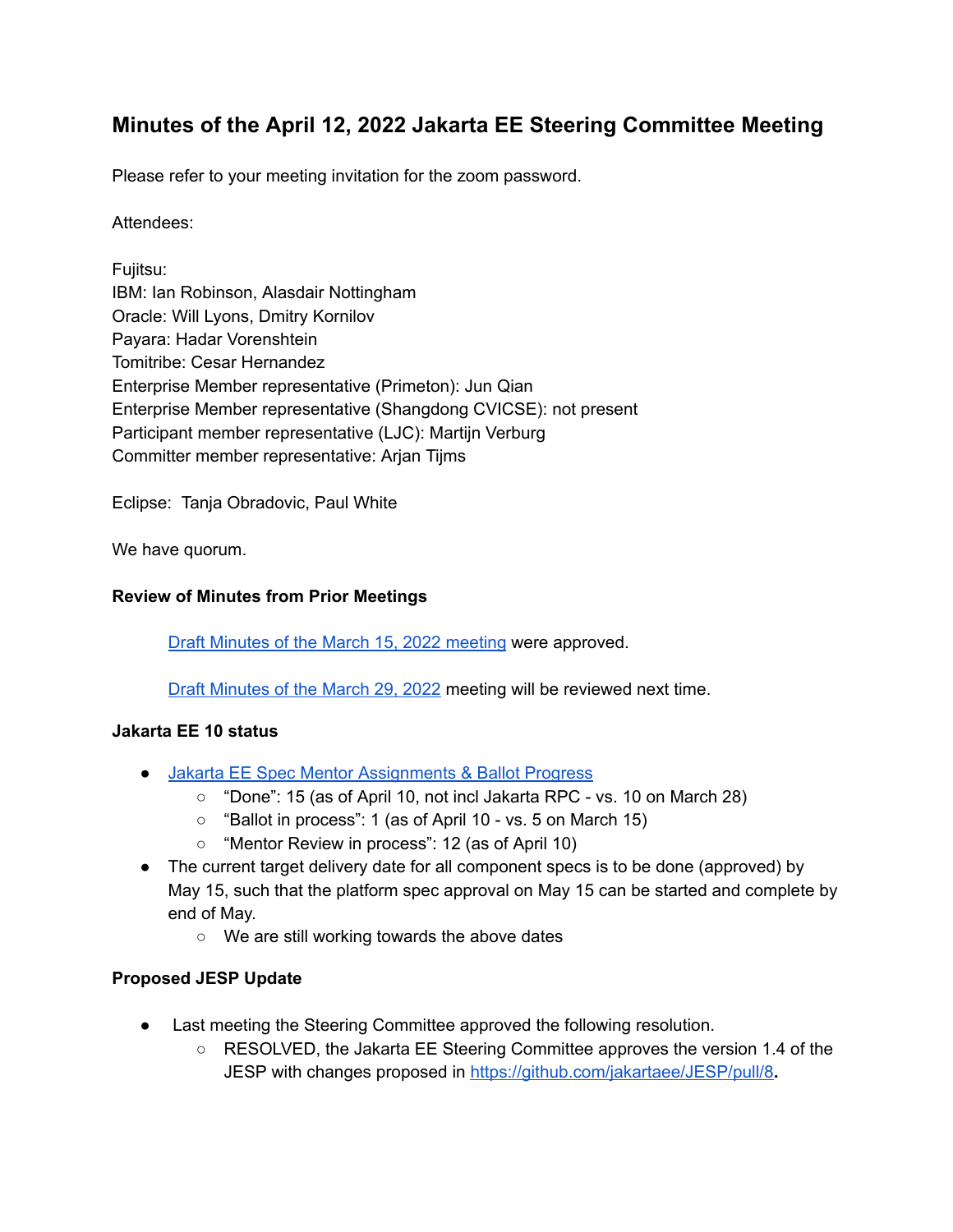# Minutes of the April 12, 2022 Jakarta EE Steering Committee Meeting

Please refer to your meeting invitation for the zoom password.

Attendees:

Fujitsu:
IBM: Ian Robinson, Alasdair Nottingham
Oracle: Will Lyons, Dmitry Kornilov
Payara: Hadar Vorenshtein
Tomitribe: Cesar Hernandez
Enterprise Member representative (Primeton): Jun Qian
Enterprise Member representative (Shangdong CVICSE): not present
Participant member representative (LJC): Martijn Verburg
Committer member representative: Arjan Tijms

Eclipse: Tanja Obradovic, Paul White

We have quorum.

### Review of Minutes from Prior Meetings

Draft Minutes of the March 15, 2022 meeting were approved.

Draft Minutes of the March 29, 2022 meeting will be reviewed next time.

### Jakarta EE 10 status

- Jakarta EE Spec Mentor Assignments & Ballot Progress
  - "Done": 15 (as of April 10, not incl Jakarta RPC - vs. 10 on March 28)
  - "Ballot in process": 1 (as of April 10 - vs. 5 on March 15)
  - "Mentor Review in process": 12 (as of April 10)
- The current target delivery date for all component specs is to be done (approved) by May 15, such that the platform spec approval on May 15 can be started and complete by end of May.
  - We are still working towards the above dates

### Proposed JESP Update

- Last meeting the Steering Committee approved the following resolution.
  - RESOLVED, the Jakarta EE Steering Committee approves the version 1.4 of the JESP with changes proposed in https://github.com/jakartaee/JESP/pull/8.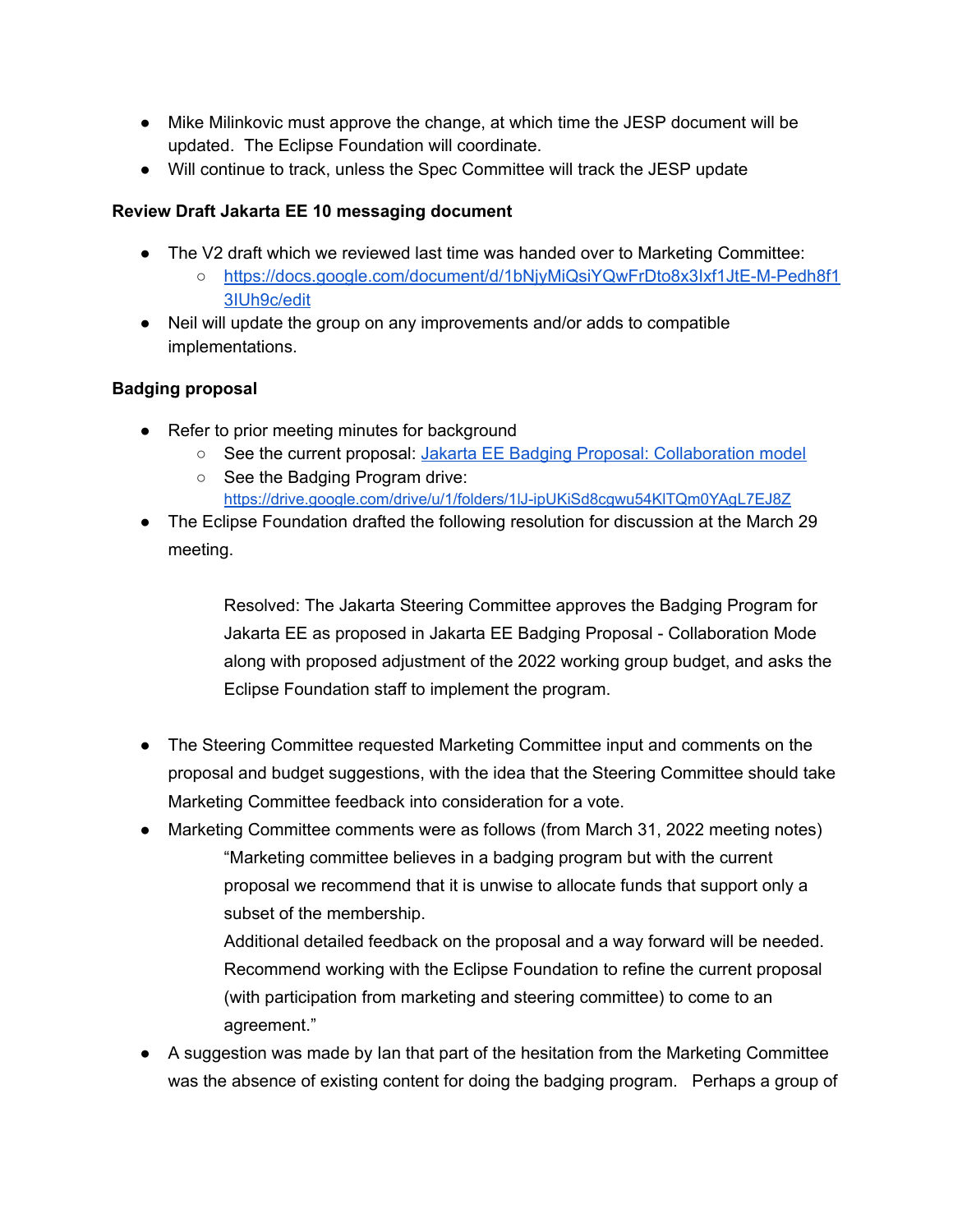- Mike Milinkovic must approve the change, at which time the JESP document will be updated. The Eclipse Foundation will coordinate.
- Will continue to track, unless the Spec Committee will track the JESP update

**Review Draft Jakarta EE 10 messaging document**

- The V2 draft which we reviewed last time was handed over to Marketing Committee:
    - https://docs.google.com/document/d/1bNjyMiQsiYQwFrDto8x3Ixf1JtE-M-Pedh8f13IUh9c/edit
- Neil will update the group on any improvements and/or adds to compatible implementations.

**Badging proposal**

- Refer to prior meeting minutes for background
    - See the current proposal: [Jakarta EE Badging Proposal: Collaboration model]()
    - See the Badging Program drive: https://drive.google.com/drive/u/1/folders/1lJ-ipUKiSd8cgwu54KlTQm0YAgL7EJ8Z
- The Eclipse Foundation drafted the following resolution for discussion at the March 29 meeting.

    > Resolved: The Jakarta Steering Committee approves the Badging Program for Jakarta EE as proposed in Jakarta EE Badging Proposal - Collaboration Mode along with proposed adjustment of the 2022 working group budget, and asks the Eclipse Foundation staff to implement the program.

- The Steering Committee requested Marketing Committee input and comments on the proposal and budget suggestions, with the idea that the Steering Committee should take Marketing Committee feedback into consideration for a vote.
- Marketing Committee comments were as follows (from March 31, 2022 meeting notes)

    > "Marketing committee believes in a badging program but with the current proposal we recommend that it is unwise to allocate funds that support only a subset of the membership.
    > Additional detailed feedback on the proposal and a way forward will be needed. Recommend working with the Eclipse Foundation to refine the current proposal (with participation from marketing and steering committee) to come to an agreement."

- A suggestion was made by Ian that part of the hesitation from the Marketing Committee was the absence of existing content for doing the badging program. Perhaps a group of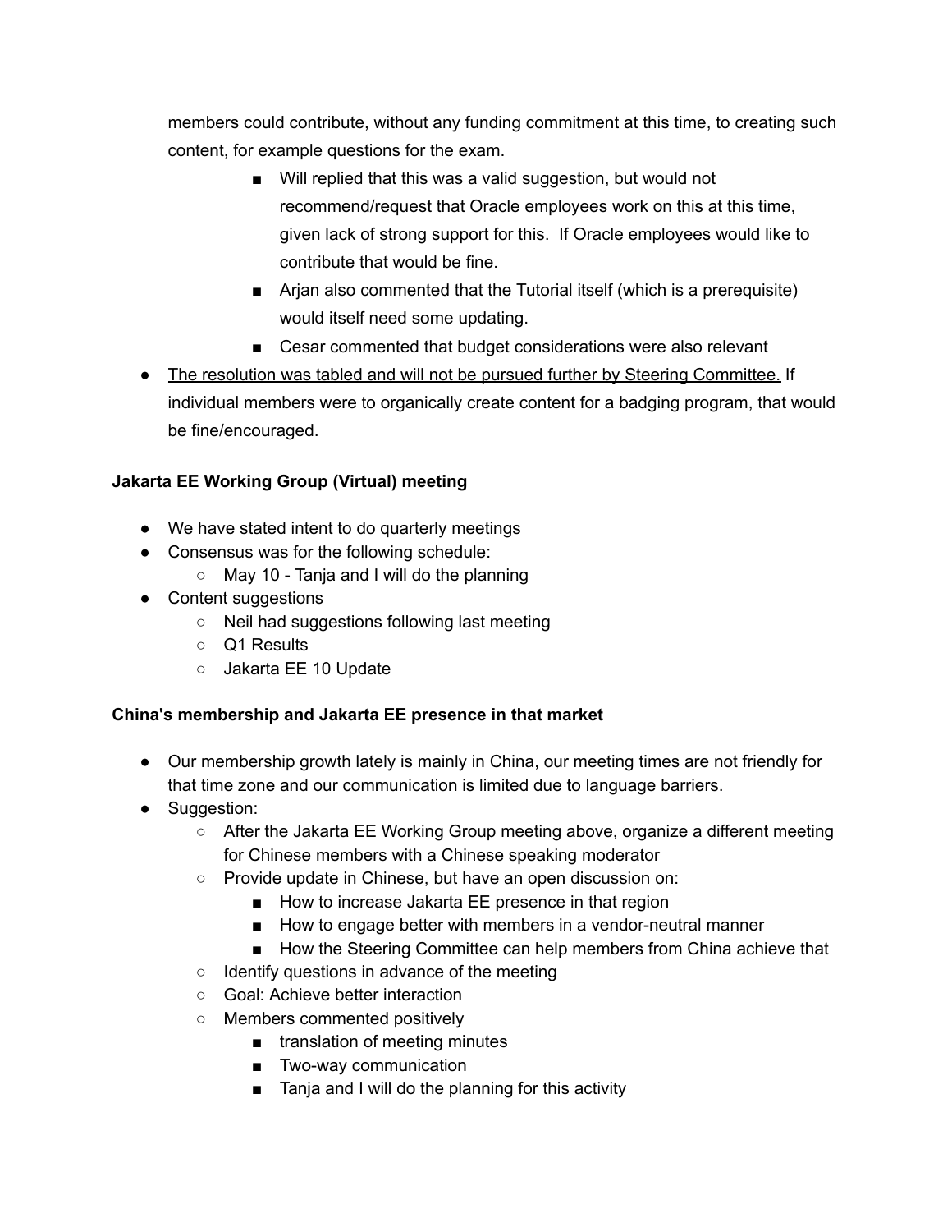members could contribute, without any funding commitment at this time, to creating such content, for example questions for the exam.

        - Will replied that this was a valid suggestion, but would not recommend/request that Oracle employees work on this at this time, given lack of strong support for this. If Oracle employees would like to contribute that would be fine.
        - Arjan also commented that the Tutorial itself (which is a prerequisite) would itself need some updating.
        - Cesar commented that budget considerations were also relevant

- <u>The resolution was tabled and will not be pursued further by Steering Committee.</u> If individual members were to organically create content for a badging program, that would be fine/encouraged.

**Jakarta EE Working Group (Virtual) meeting**

- We have stated intent to do quarterly meetings
- Consensus was for the following schedule:
    - May 10 - Tanja and I will do the planning
- Content suggestions
    - Neil had suggestions following last meeting
    - Q1 Results
    - Jakarta EE 10 Update

**China's membership and Jakarta EE presence in that market**

- Our membership growth lately is mainly in China, our meeting times are not friendly for that time zone and our communication is limited due to language barriers.
- Suggestion:
    - After the Jakarta EE Working Group meeting above, organize a different meeting for Chinese members with a Chinese speaking moderator
    - Provide update in Chinese, but have an open discussion on:
        - How to increase Jakarta EE presence in that region
        - How to engage better with members in a vendor-neutral manner
        - How the Steering Committee can help members from China achieve that
    - Identify questions in advance of the meeting
    - Goal: Achieve better interaction
    - Members commented positively
        - translation of meeting minutes
        - Two-way communication
        - Tanja and I will do the planning for this activity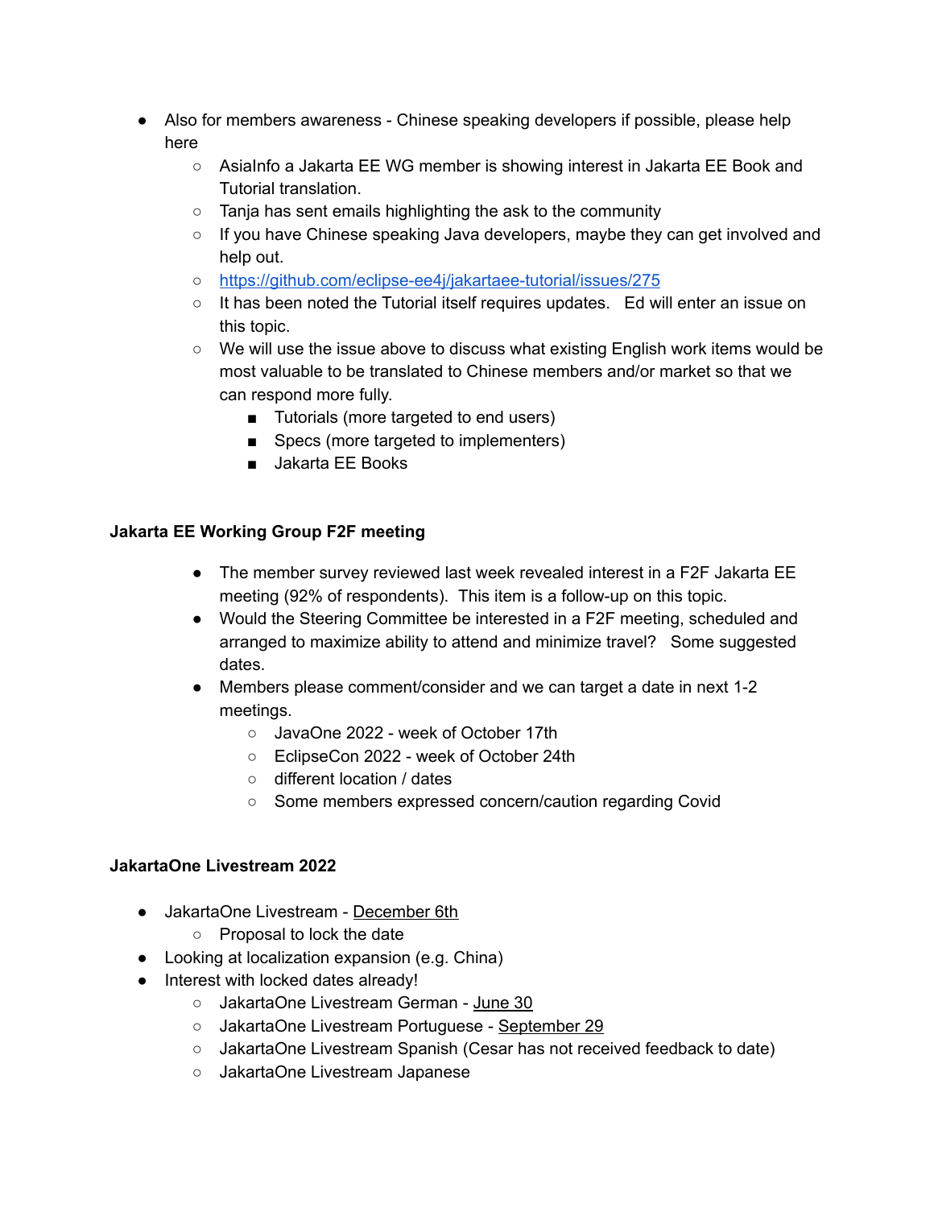- Also for members awareness - Chinese speaking developers if possible, please help here
    - AsiaInfo a Jakarta EE WG member is showing interest in Jakarta EE Book and Tutorial translation.
    - Tanja has sent emails highlighting the ask to the community
    - If you have Chinese speaking Java developers, maybe they can get involved and help out.
    - https://github.com/eclipse-ee4j/jakartaee-tutorial/issues/275
    - It has been noted the Tutorial itself requires updates. Ed will enter an issue on this topic.
    - We will use the issue above to discuss what existing English work items would be most valuable to be translated to Chinese members and/or market so that we can respond more fully.
        - Tutorials (more targeted to end users)
        - Specs (more targeted to implementers)
        - Jakarta EE Books

**Jakarta EE Working Group F2F meeting**

- The member survey reviewed last week revealed interest in a F2F Jakarta EE meeting (92% of respondents). This item is a follow-up on this topic.
- Would the Steering Committee be interested in a F2F meeting, scheduled and arranged to maximize ability to attend and minimize travel? Some suggested dates.
- Members please comment/consider and we can target a date in next 1-2 meetings.
    - JavaOne 2022 - week of October 17th
    - EclipseCon 2022 - week of October 24th
    - different location / dates
    - Some members expressed concern/caution regarding Covid

**JakartaOne Livestream 2022**

- JakartaOne Livestream - December 6th
    - Proposal to lock the date
- Looking at localization expansion (e.g. China)
- Interest with locked dates already!
    - JakartaOne Livestream German - June 30
    - JakartaOne Livestream Portuguese - September 29
    - JakartaOne Livestream Spanish (Cesar has not received feedback to date)
    - JakartaOne Livestream Japanese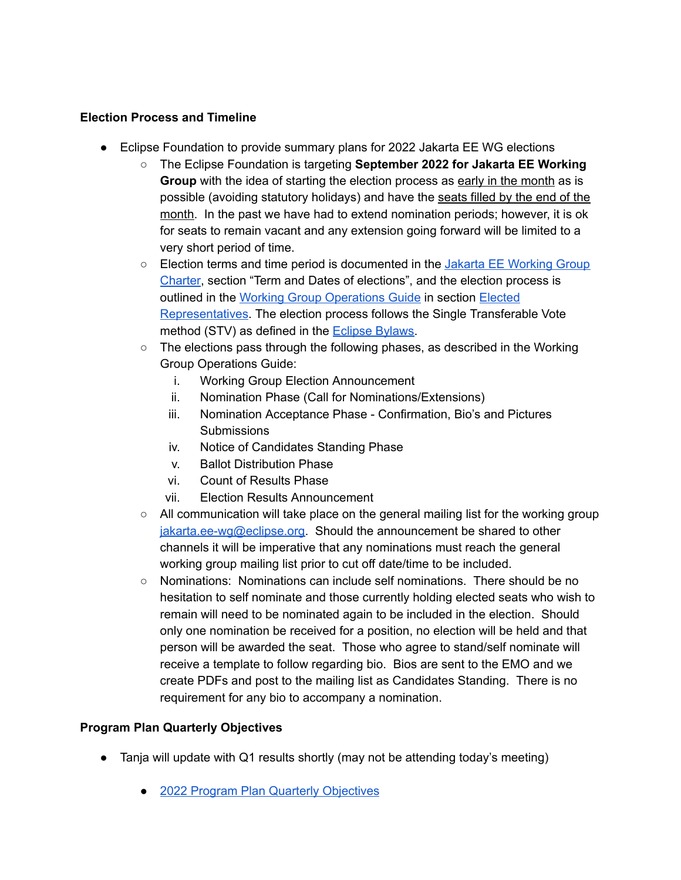**Election Process and Timeline**

- Eclipse Foundation to provide summary plans for 2022 Jakarta EE WG elections
  - The Eclipse Foundation is targeting **September 2022 for Jakarta EE Working Group** with the idea of starting the election process as early in the month as is possible (avoiding statutory holidays) and have the seats filled by the end of the month. In the past we have had to extend nomination periods; however, it is ok for seats to remain vacant and any extension going forward will be limited to a very short period of time.
  - Election terms and time period is documented in the Jakarta EE Working Group Charter, section "Term and Dates of elections", and the election process is outlined in the Working Group Operations Guide in section Elected Representatives. The election process follows the Single Transferable Vote method (STV) as defined in the Eclipse Bylaws.
  - The elections pass through the following phases, as described in the Working Group Operations Guide:
    1. Working Group Election Announcement
    2. Nomination Phase (Call for Nominations/Extensions)
    3. Nomination Acceptance Phase - Confirmation, Bio's and Pictures Submissions
    4. Notice of Candidates Standing Phase
    5. Ballot Distribution Phase
    6. Count of Results Phase
    7. Election Results Announcement
  - All communication will take place on the general mailing list for the working group jakarta.ee-wg@eclipse.org. Should the announcement be shared to other channels it will be imperative that any nominations must reach the general working group mailing list prior to cut off date/time to be included.
  - Nominations: Nominations can include self nominations. There should be no hesitation to self nominate and those currently holding elected seats who wish to remain will need to be nominated again to be included in the election. Should only one nomination be received for a position, no election will be held and that person will be awarded the seat. Those who agree to stand/self nominate will receive a template to follow regarding bio. Bios are sent to the EMO and we create PDFs and post to the mailing list as Candidates Standing. There is no requirement for any bio to accompany a nomination.

**Program Plan Quarterly Objectives**

- Tanja will update with Q1 results shortly (may not be attending today's meeting)
  - 2022 Program Plan Quarterly Objectives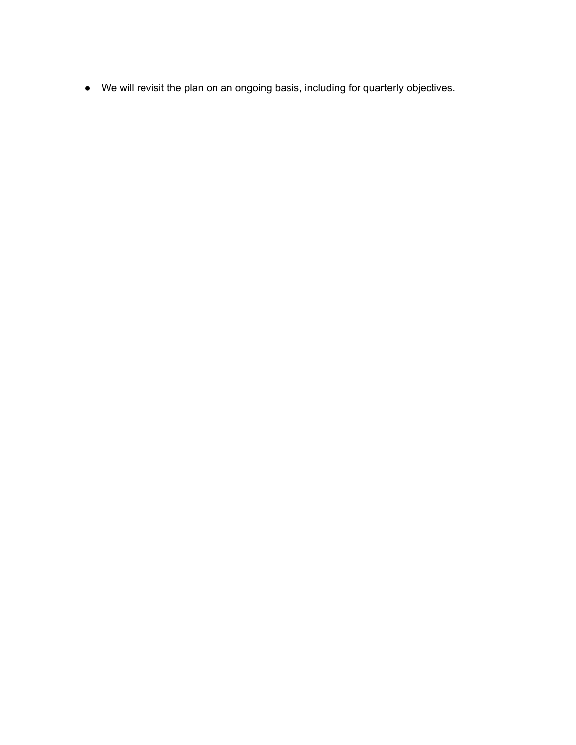- We will revisit the plan on an ongoing basis, including for quarterly objectives.